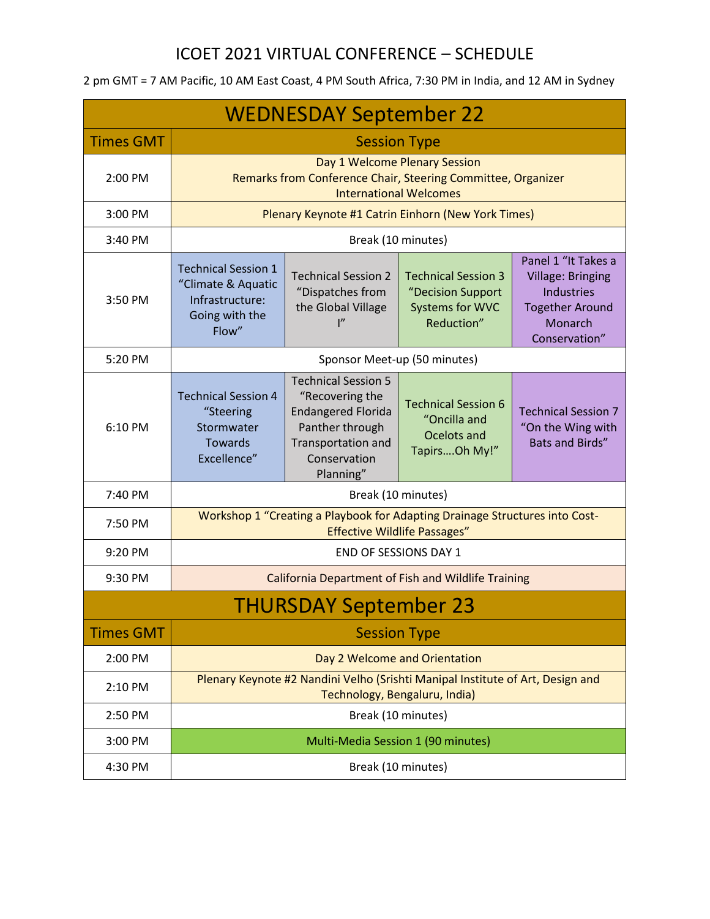# ICOET 2021 VIRTUAL CONFERENCE – SCHEDULE

2 pm GMT = 7 AM Pacific, 10 AM East Coast, 4 PM South Africa, 7:30 PM in India, and 12 AM in Sydney

## WEDNESDAY September 22

| Times GMT | Session Type | | | |
|---|---|---|---|---|
| 2:00 PM | Day 1 Welcome Plenary Session<br>Remarks from Conference Chair, Steering Committee, Organizer<br>International Welcomes | | | |
| 3:00 PM | Plenary Keynote #1 Catrin Einhorn (New York Times) | | | |
| 3:40 PM | Break (10 minutes) | | | |
| 3:50 PM | Technical Session 1 “Climate & Aquatic Infrastructure: Going with the Flow” | Technical Session 2 “Dispatches from the Global Village I” | Technical Session 3 “Decision Support Systems for WVC Reduction” | Panel 1 “It Takes a Village: Bringing Industries Together Around Monarch Conservation” |
| 5:20 PM | Sponsor Meet-up (50 minutes) | | | |
| 6:10 PM | Technical Session 4 “Steering Stormwater Towards Excellence” | Technical Session 5 “Recovering the Endangered Florida Panther through Transportation and Conservation Planning” | Technical Session 6 “Oncilla and Ocelots and Tapirs….Oh My!” | Technical Session 7 “On the Wing with Bats and Birds” |
| 7:40 PM | Break (10 minutes) | | | |
| 7:50 PM | Workshop 1 “Creating a Playbook for Adapting Drainage Structures into Cost-Effective Wildlife Passages” | | | |
| 9:20 PM | END OF SESSIONS DAY 1 | | | |
| 9:30 PM | California Department of Fish and Wildlife Training | | | |

## THURSDAY September 23

| Times GMT | Session Type |
|---|---|
| 2:00 PM | Day 2 Welcome and Orientation |
| 2:10 PM | Plenary Keynote #2 Nandini Velho (Srishti Manipal Institute of Art, Design and Technology, Bengaluru, India) |
| 2:50 PM | Break (10 minutes) |
| 3:00 PM | Multi-Media Session 1 (90 minutes) |
| 4:30 PM | Break (10 minutes) |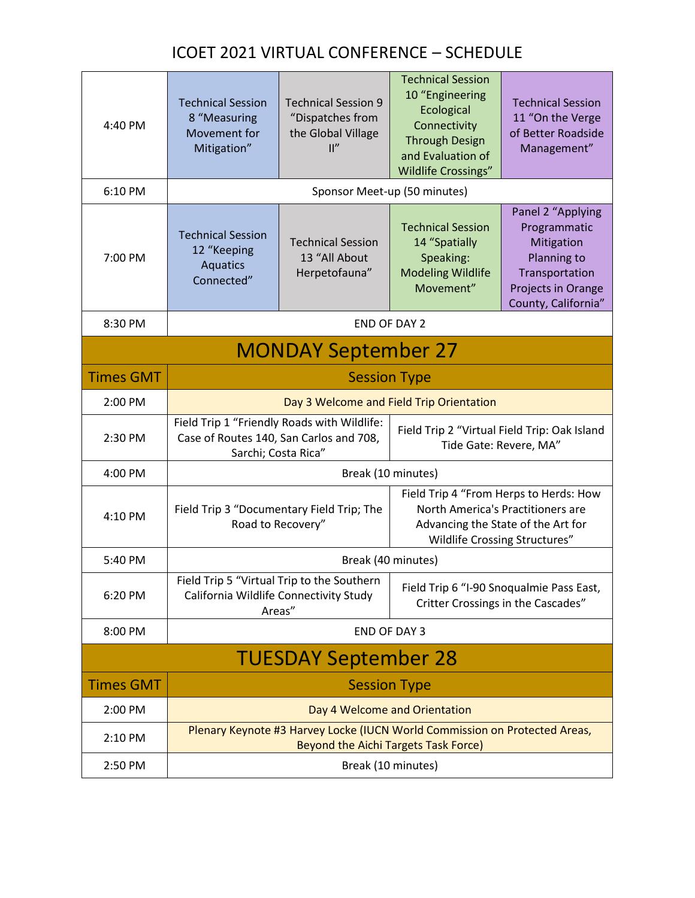# ICOET 2021 VIRTUAL CONFERENCE – SCHEDULE

| | | | | |
|---|---|---|---|---|
| 4:40 PM | Technical Session 8 "Measuring Movement for Mitigation" | Technical Session 9 "Dispatches from the Global Village II" | Technical Session 10 "Engineering Ecological Connectivity Through Design and Evaluation of Wildlife Crossings" | Technical Session 11 "On the Verge of Better Roadside Management" |
| 6:10 PM | Sponsor Meet-up (50 minutes) | | | |
| 7:00 PM | Technical Session 12 "Keeping Aquatics Connected" | Technical Session 13 "All About Herpetofauna" | Technical Session 14 "Spatially Speaking: Modeling Wildlife Movement" | Panel 2 "Applying Programmatic Mitigation Planning to Transportation Projects in Orange County, California" |
| 8:30 PM | END OF DAY 2 | | | |

## MONDAY September 27

| Times GMT | Session Type | |
|---|---|---|
| 2:00 PM | Day 3 Welcome and Field Trip Orientation | |
| 2:30 PM | Field Trip 1 "Friendly Roads with Wildlife: Case of Routes 140, San Carlos and 708, Sarchi; Costa Rica" | Field Trip 2 "Virtual Field Trip: Oak Island Tide Gate: Revere, MA" |
| 4:00 PM | Break (10 minutes) | |
| 4:10 PM | Field Trip 3 "Documentary Field Trip; The Road to Recovery" | Field Trip 4 "From Herps to Herds: How North America's Practitioners are Advancing the State of the Art for Wildlife Crossing Structures" |
| 5:40 PM | Break (40 minutes) | |
| 6:20 PM | Field Trip 5 "Virtual Trip to the Southern California Wildlife Connectivity Study Areas" | Field Trip 6 "I-90 Snoqualmie Pass East, Critter Crossings in the Cascades" |
| 8:00 PM | END OF DAY 3 | |

## TUESDAY September 28

| Times GMT | Session Type |
|---|---|
| 2:00 PM | Day 4 Welcome and Orientation |
| 2:10 PM | Plenary Keynote #3 Harvey Locke (IUCN World Commission on Protected Areas, Beyond the Aichi Targets Task Force) |
| 2:50 PM | Break (10 minutes) |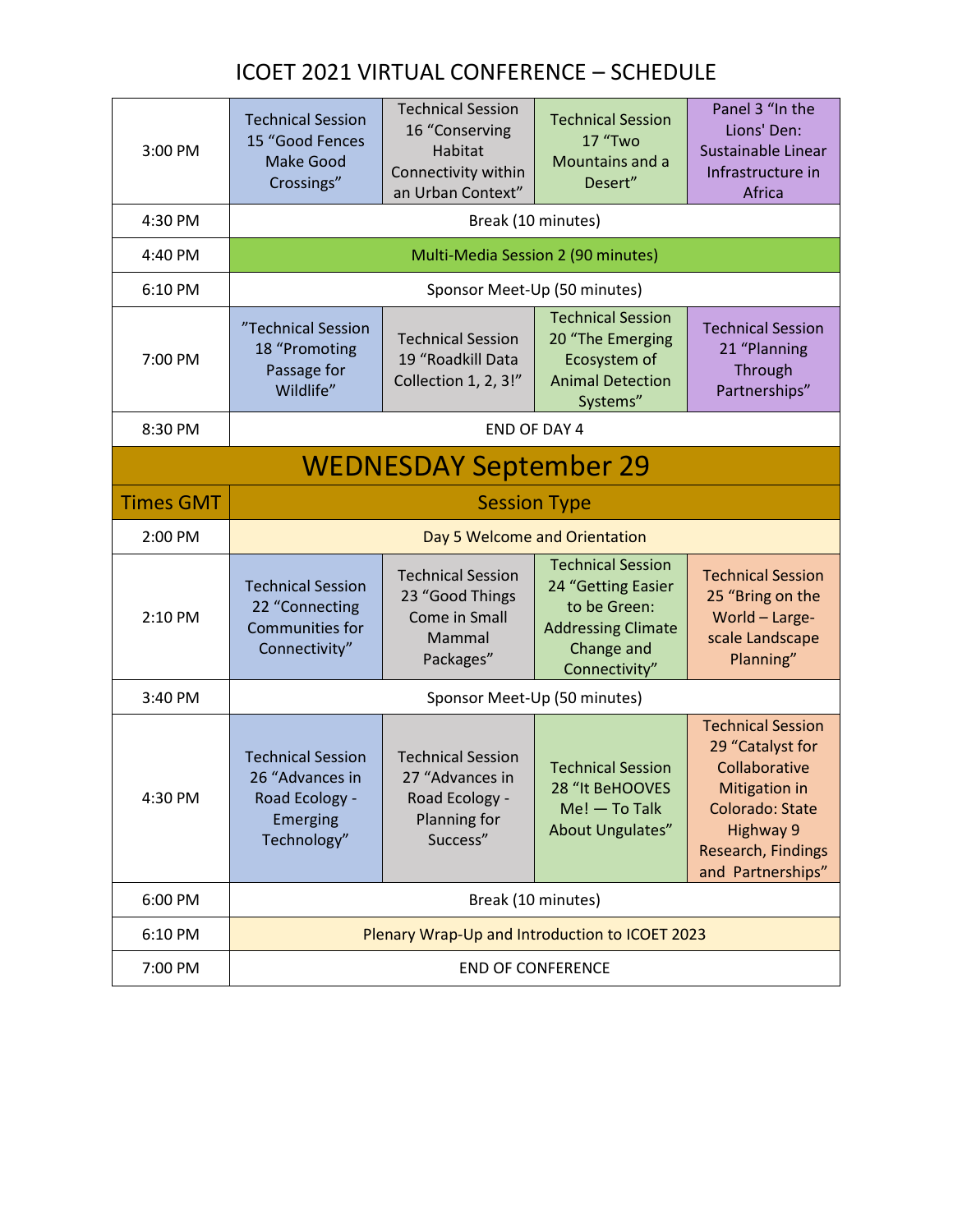# ICOET 2021 VIRTUAL CONFERENCE – SCHEDULE

| | | | | |
|---|---|---|---|---|
| 3:00 PM | Technical Session 15 "Good Fences Make Good Crossings" | Technical Session 16 "Conserving Habitat Connectivity within an Urban Context" | Technical Session 17 "Two Mountains and a Desert" | Panel 3 "In the Lions' Den: Sustainable Linear Infrastructure in Africa |
| 4:30 PM | Break (10 minutes) | | | |
| 4:40 PM | Multi-Media Session 2 (90 minutes) | | | |
| 6:10 PM | Sponsor Meet-Up (50 minutes) | | | |
| 7:00 PM | "Technical Session 18 "Promoting Passage for Wildlife" | Technical Session 19 "Roadkill Data Collection 1, 2, 3!" | Technical Session 20 "The Emerging Ecosystem of Animal Detection Systems" | Technical Session 21 "Planning Through Partnerships" |
| 8:30 PM | END OF DAY 4 | | | |
| **WEDNESDAY September 29** | | | | |
| **Times GMT** | **Session Type** | | | |
| 2:00 PM | Day 5 Welcome and Orientation | | | |
| 2:10 PM | Technical Session 22 "Connecting Communities for Connectivity" | Technical Session 23 "Good Things Come in Small Mammal Packages" | Technical Session 24 "Getting Easier to be Green: Addressing Climate Change and Connectivity" | Technical Session 25 "Bring on the World – Large-scale Landscape Planning" |
| 3:40 PM | Sponsor Meet-Up (50 minutes) | | | |
| 4:30 PM | Technical Session 26 "Advances in Road Ecology - Emerging Technology" | Technical Session 27 "Advances in Road Ecology - Planning for Success" | Technical Session 28 "It BeHOOVES Me! — To Talk About Ungulates" | Technical Session 29 "Catalyst for Collaborative Mitigation in Colorado: State Highway 9 Research, Findings and Partnerships" |
| 6:00 PM | Break (10 minutes) | | | |
| 6:10 PM | Plenary Wrap-Up and Introduction to ICOET 2023 | | | |
| 7:00 PM | END OF CONFERENCE | | | |